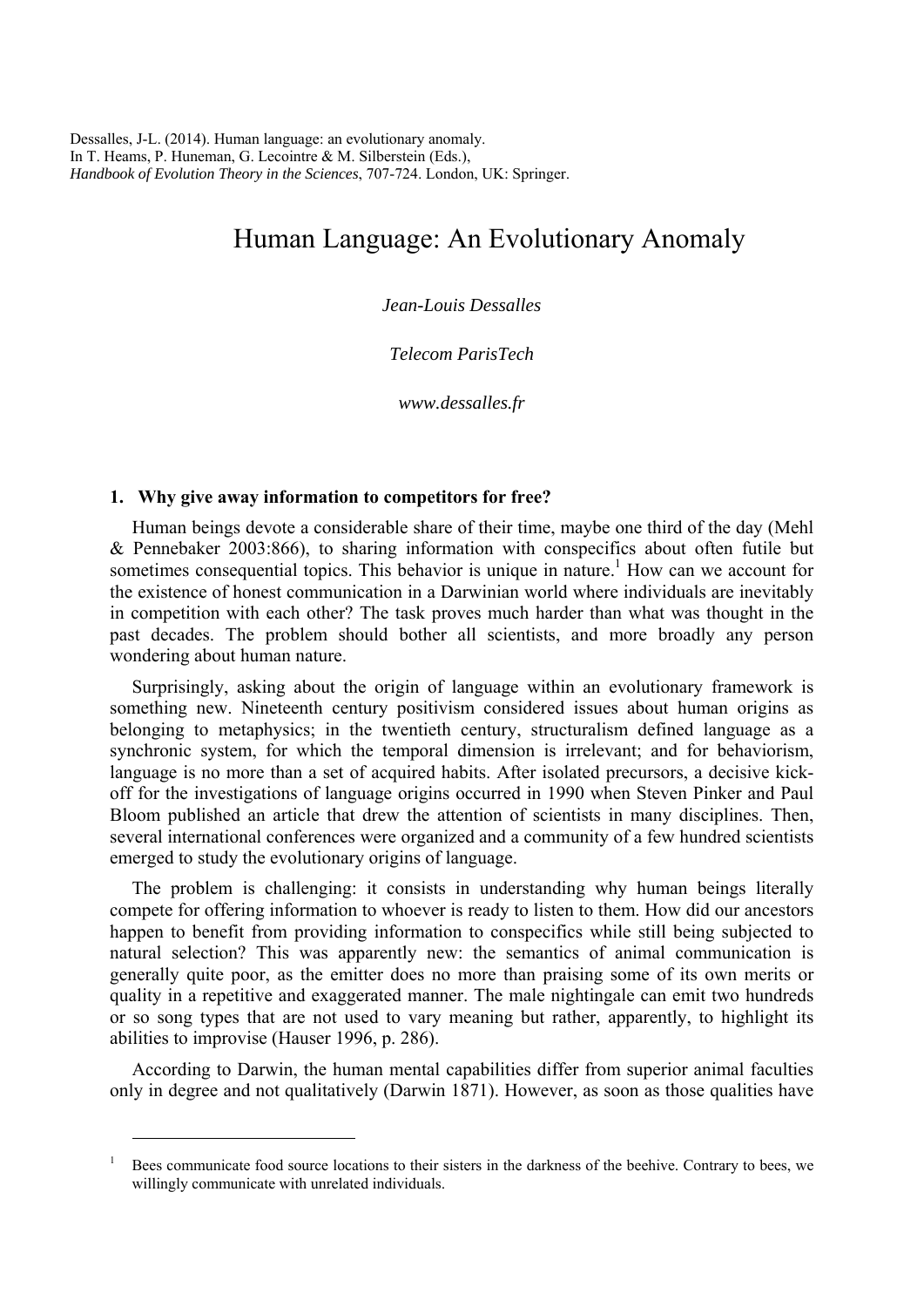Dessalles, J-L. (2014). Human language: an evolutionary anomaly.
In T. Heams, P. Huneman, G. Lecointre & M. Silberstein (Eds.),
*Handbook of Evolution Theory in the Sciences*, 707-724. London, UK: Springer.

# Human Language: An Evolutionary Anomaly

*Jean-Louis Dessalles*

*Telecom ParisTech*

*www.dessalles.fr*

## 1. Why give away information to competitors for free?

Human beings devote a considerable share of their time, maybe one third of the day (Mehl & Pennebaker 2003:866), to sharing information with conspecifics about often futile but sometimes consequential topics. This behavior is unique in nature.[1] How can we account for the existence of honest communication in a Darwinian world where individuals are inevitably in competition with each other? The task proves much harder than what was thought in the past decades. The problem should bother all scientists, and more broadly any person wondering about human nature.

Surprisingly, asking about the origin of language within an evolutionary framework is something new. Nineteenth century positivism considered issues about human origins as belonging to metaphysics; in the twentieth century, structuralism defined language as a synchronic system, for which the temporal dimension is irrelevant; and for behaviorism, language is no more than a set of acquired habits. After isolated precursors, a decisive kick-off for the investigations of language origins occurred in 1990 when Steven Pinker and Paul Bloom published an article that drew the attention of scientists in many disciplines. Then, several international conferences were organized and a community of a few hundred scientists emerged to study the evolutionary origins of language.

The problem is challenging: it consists in understanding why human beings literally compete for offering information to whoever is ready to listen to them. How did our ancestors happen to benefit from providing information to conspecifics while still being subjected to natural selection? This was apparently new: the semantics of animal communication is generally quite poor, as the emitter does no more than praising some of its own merits or quality in a repetitive and exaggerated manner. The male nightingale can emit two hundreds or so song types that are not used to vary meaning but rather, apparently, to highlight its abilities to improvise (Hauser 1996, p. 286).

According to Darwin, the human mental capabilities differ from superior animal faculties only in degree and not qualitatively (Darwin 1871). However, as soon as those qualities have

[1] Bees communicate food source locations to their sisters in the darkness of the beehive. Contrary to bees, we willingly communicate with unrelated individuals.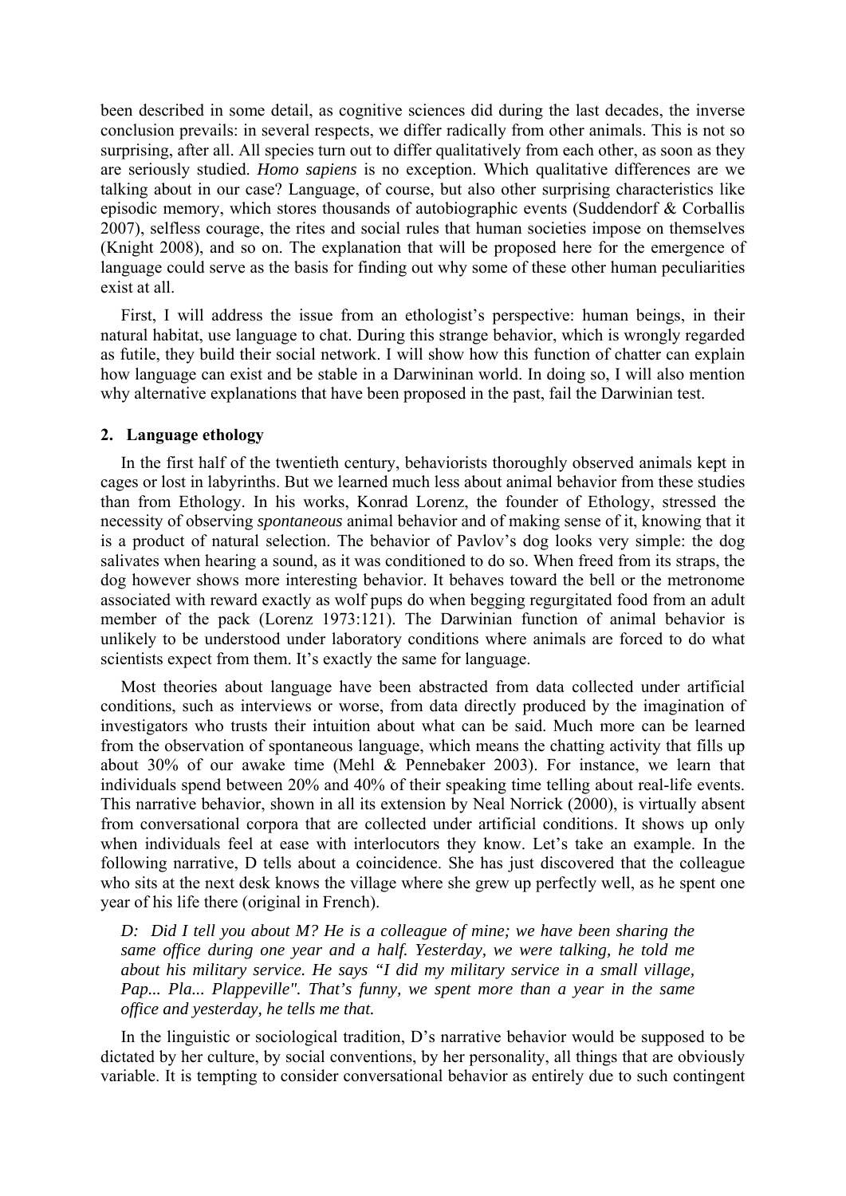been described in some detail, as cognitive sciences did during the last decades, the inverse conclusion prevails: in several respects, we differ radically from other animals. This is not so surprising, after all. All species turn out to differ qualitatively from each other, as soon as they are seriously studied. *Homo sapiens* is no exception. Which qualitative differences are we talking about in our case? Language, of course, but also other surprising characteristics like episodic memory, which stores thousands of autobiographic events (Suddendorf & Corballis 2007), selfless courage, the rites and social rules that human societies impose on themselves (Knight 2008), and so on. The explanation that will be proposed here for the emergence of language could serve as the basis for finding out why some of these other human peculiarities exist at all.

First, I will address the issue from an ethologist's perspective: human beings, in their natural habitat, use language to chat. During this strange behavior, which is wrongly regarded as futile, they build their social network. I will show how this function of chatter can explain how language can exist and be stable in a Darwininan world. In doing so, I will also mention why alternative explanations that have been proposed in the past, fail the Darwinian test.

## 2. Language ethology

In the first half of the twentieth century, behaviorists thoroughly observed animals kept in cages or lost in labyrinths. But we learned much less about animal behavior from these studies than from Ethology. In his works, Konrad Lorenz, the founder of Ethology, stressed the necessity of observing *spontaneous* animal behavior and of making sense of it, knowing that it is a product of natural selection. The behavior of Pavlov's dog looks very simple: the dog salivates when hearing a sound, as it was conditioned to do so. When freed from its straps, the dog however shows more interesting behavior. It behaves toward the bell or the metronome associated with reward exactly as wolf pups do when begging regurgitated food from an adult member of the pack (Lorenz 1973:121). The Darwinian function of animal behavior is unlikely to be understood under laboratory conditions where animals are forced to do what scientists expect from them. It's exactly the same for language.

Most theories about language have been abstracted from data collected under artificial conditions, such as interviews or worse, from data directly produced by the imagination of investigators who trusts their intuition about what can be said. Much more can be learned from the observation of spontaneous language, which means the chatting activity that fills up about 30% of our awake time (Mehl & Pennebaker 2003). For instance, we learn that individuals spend between 20% and 40% of their speaking time telling about real-life events. This narrative behavior, shown in all its extension by Neal Norrick (2000), is virtually absent from conversational corpora that are collected under artificial conditions. It shows up only when individuals feel at ease with interlocutors they know. Let's take an example. In the following narrative, D tells about a coincidence. She has just discovered that the colleague who sits at the next desk knows the village where she grew up perfectly well, as he spent one year of his life there (original in French).

> *D: Did I tell you about M? He is a colleague of mine; we have been sharing the same office during one year and a half. Yesterday, we were talking, he told me about his military service. He says "I did my military service in a small village, Pap... Pla... Plappeville". That's funny, we spent more than a year in the same office and yesterday, he tells me that.*

In the linguistic or sociological tradition, D's narrative behavior would be supposed to be dictated by her culture, by social conventions, by her personality, all things that are obviously variable. It is tempting to consider conversational behavior as entirely due to such contingent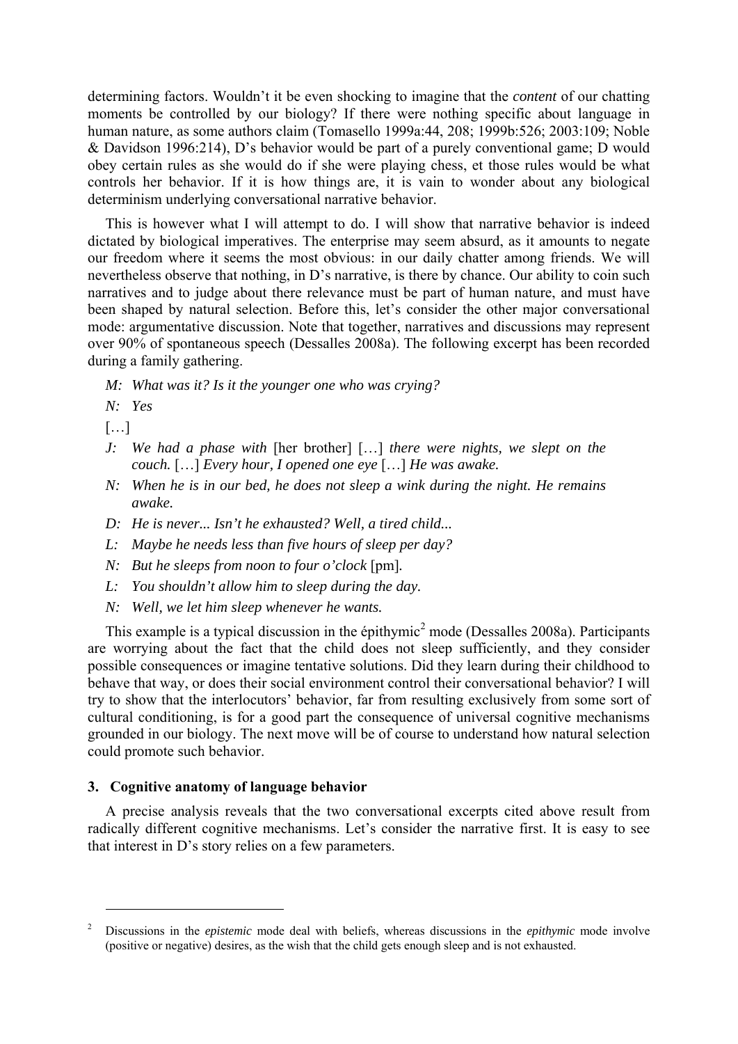determining factors. Wouldn't it be even shocking to imagine that the *content* of our chatting moments be controlled by our biology? If there were nothing specific about language in human nature, as some authors claim (Tomasello 1999a:44, 208; 1999b:526; 2003:109; Noble & Davidson 1996:214), D's behavior would be part of a purely conventional game; D would obey certain rules as she would do if she were playing chess, et those rules would be what controls her behavior. If it is how things are, it is vain to wonder about any biological determinism underlying conversational narrative behavior.

This is however what I will attempt to do. I will show that narrative behavior is indeed dictated by biological imperatives. The enterprise may seem absurd, as it amounts to negate our freedom where it seems the most obvious: in our daily chatter among friends. We will nevertheless observe that nothing, in D's narrative, is there by chance. Our ability to coin such narratives and to judge about there relevance must be part of human nature, and must have been shaped by natural selection. Before this, let's consider the other major conversational mode: argumentative discussion. Note that together, narratives and discussions may represent over 90% of spontaneous speech (Dessalles 2008a). The following excerpt has been recorded during a family gathering.

> *M: What was it? Is it the younger one who was crying?*
>
> *N: Yes*
>
> […]
>
> *J: We had a phase with* [her brother] […] *there were nights, we slept on the couch.* […] *Every hour, I opened one eye* […] *He was awake.*
>
> *N: When he is in our bed, he does not sleep a wink during the night. He remains awake.*
>
> *D: He is never... Isn't he exhausted? Well, a tired child...*
>
> *L: Maybe he needs less than five hours of sleep per day?*
>
> *N: But he sleeps from noon to four o'clock* [pm]*.*
>
> *L: You shouldn't allow him to sleep during the day.*
>
> *N: Well, we let him sleep whenever he wants.*

This example is a typical discussion in the épithymic[2] mode (Dessalles 2008a). Participants are worrying about the fact that the child does not sleep sufficiently, and they consider possible consequences or imagine tentative solutions. Did they learn during their childhood to behave that way, or does their social environment control their conversational behavior? I will try to show that the interlocutors' behavior, far from resulting exclusively from some sort of cultural conditioning, is for a good part the consequence of universal cognitive mechanisms grounded in our biology. The next move will be of course to understand how natural selection could promote such behavior.

### 3. Cognitive anatomy of language behavior

A precise analysis reveals that the two conversational excerpts cited above result from radically different cognitive mechanisms. Let's consider the narrative first. It is easy to see that interest in D's story relies on a few parameters.

---

[2] Discussions in the *epistemic* mode deal with beliefs, whereas discussions in the *epithymic* mode involve (positive or negative) desires, as the wish that the child gets enough sleep and is not exhausted.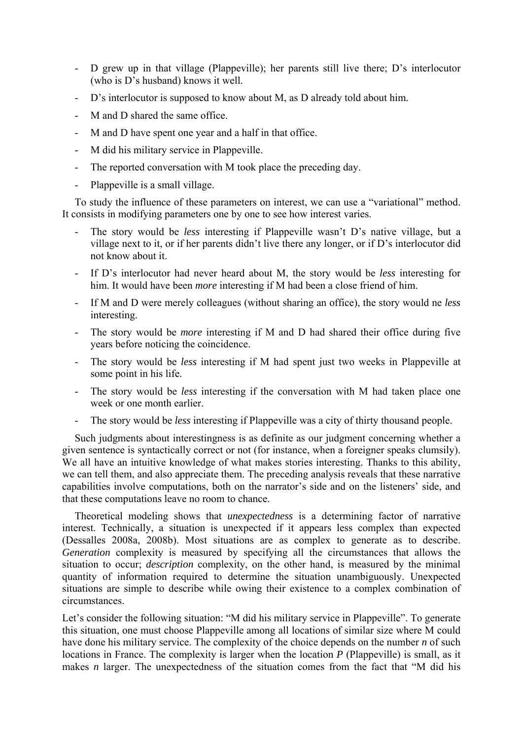- D grew up in that village (Plappeville); her parents still live there; D's interlocutor (who is D's husband) knows it well.
- D's interlocutor is supposed to know about M, as D already told about him.
- M and D shared the same office.
- M and D have spent one year and a half in that office.
- M did his military service in Plappeville.
- The reported conversation with M took place the preceding day.
- Plappeville is a small village.

To study the influence of these parameters on interest, we can use a "variational" method. It consists in modifying parameters one by one to see how interest varies.

- The story would be *less* interesting if Plappeville wasn't D's native village, but a village next to it, or if her parents didn't live there any longer, or if D's interlocutor did not know about it.
- If D's interlocutor had never heard about M, the story would be *less* interesting for him. It would have been *more* interesting if M had been a close friend of him.
- If M and D were merely colleagues (without sharing an office), the story would ne *less* interesting.
- The story would be *more* interesting if M and D had shared their office during five years before noticing the coincidence.
- The story would be *less* interesting if M had spent just two weeks in Plappeville at some point in his life.
- The story would be *less* interesting if the conversation with M had taken place one week or one month earlier.
- The story would be *less* interesting if Plappeville was a city of thirty thousand people.

Such judgments about interestingness is as definite as our judgment concerning whether a given sentence is syntactically correct or not (for instance, when a foreigner speaks clumsily). We all have an intuitive knowledge of what makes stories interesting. Thanks to this ability, we can tell them, and also appreciate them. The preceding analysis reveals that these narrative capabilities involve computations, both on the narrator's side and on the listeners' side, and that these computations leave no room to chance.

Theoretical modeling shows that *unexpectedness* is a determining factor of narrative interest. Technically, a situation is unexpected if it appears less complex than expected (Dessalles 2008a, 2008b). Most situations are as complex to generate as to describe. *Generation* complexity is measured by specifying all the circumstances that allows the situation to occur; *description* complexity, on the other hand, is measured by the minimal quantity of information required to determine the situation unambiguously. Unexpected situations are simple to describe while owing their existence to a complex combination of circumstances.

Let's consider the following situation: "M did his military service in Plappeville". To generate this situation, one must choose Plappeville among all locations of similar size where M could have done his military service. The complexity of the choice depends on the number $n$ of such locations in France. The complexity is larger when the location $P$ (Plappeville) is small, as it makes $n$ larger. The unexpectedness of the situation comes from the fact that "M did his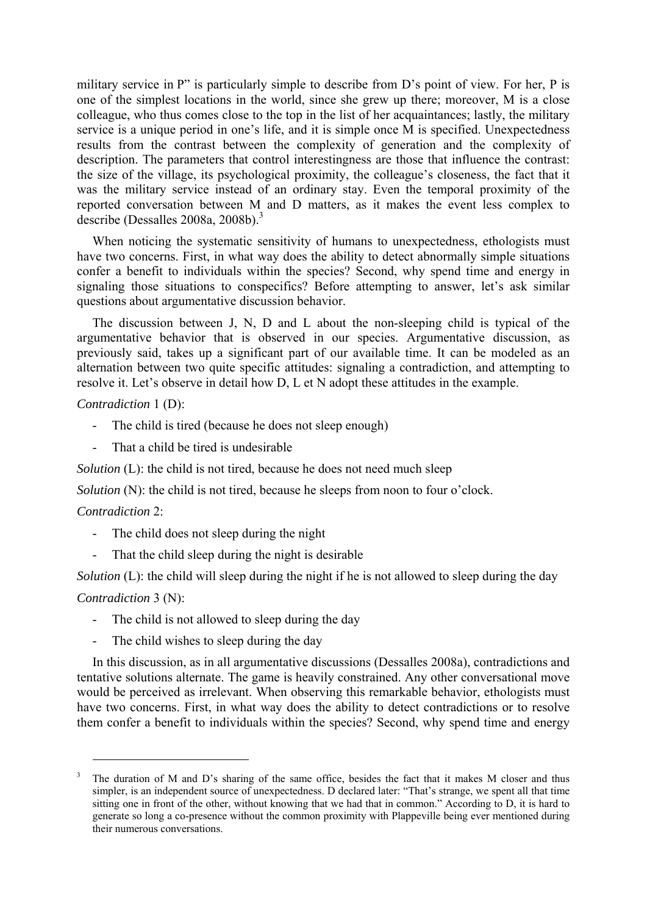military service in P" is particularly simple to describe from D's point of view. For her, P is one of the simplest locations in the world, since she grew up there; moreover, M is a close colleague, who thus comes close to the top in the list of her acquaintances; lastly, the military service is a unique period in one's life, and it is simple once M is specified. Unexpectedness results from the contrast between the complexity of generation and the complexity of description. The parameters that control interestingness are those that influence the contrast: the size of the village, its psychological proximity, the colleague's closeness, the fact that it was the military service instead of an ordinary stay. Even the temporal proximity of the reported conversation between M and D matters, as it makes the event less complex to describe (Dessalles 2008a, 2008b).[3]

When noticing the systematic sensitivity of humans to unexpectedness, ethologists must have two concerns. First, in what way does the ability to detect abnormally simple situations confer a benefit to individuals within the species? Second, why spend time and energy in signaling those situations to conspecifics? Before attempting to answer, let's ask similar questions about argumentative discussion behavior.

The discussion between J, N, D and L about the non-sleeping child is typical of the argumentative behavior that is observed in our species. Argumentative discussion, as previously said, takes up a significant part of our available time. It can be modeled as an alternation between two quite specific attitudes: signaling a contradiction, and attempting to resolve it. Let's observe in detail how D, L et N adopt these attitudes in the example.

*Contradiction* 1 (D):

- The child is tired (because he does not sleep enough)
- That a child be tired is undesirable

*Solution* (L): the child is not tired, because he does not need much sleep

*Solution* (N): the child is not tired, because he sleeps from noon to four o'clock.

*Contradiction* 2:

- The child does not sleep during the night
- That the child sleep during the night is desirable

*Solution* (L): the child will sleep during the night if he is not allowed to sleep during the day

*Contradiction* 3 (N):

- The child is not allowed to sleep during the day
- The child wishes to sleep during the day

In this discussion, as in all argumentative discussions (Dessalles 2008a), contradictions and tentative solutions alternate. The game is heavily constrained. Any other conversational move would be perceived as irrelevant. When observing this remarkable behavior, ethologists must have two concerns. First, in what way does the ability to detect contradictions or to resolve them confer a benefit to individuals within the species? Second, why spend time and energy

---

[3] The duration of M and D's sharing of the same office, besides the fact that it makes M closer and thus simpler, is an independent source of unexpectedness. D declared later: "That's strange, we spent all that time sitting one in front of the other, without knowing that we had that in common." According to D, it is hard to generate so long a co-presence without the common proximity with Plappeville being ever mentioned during their numerous conversations.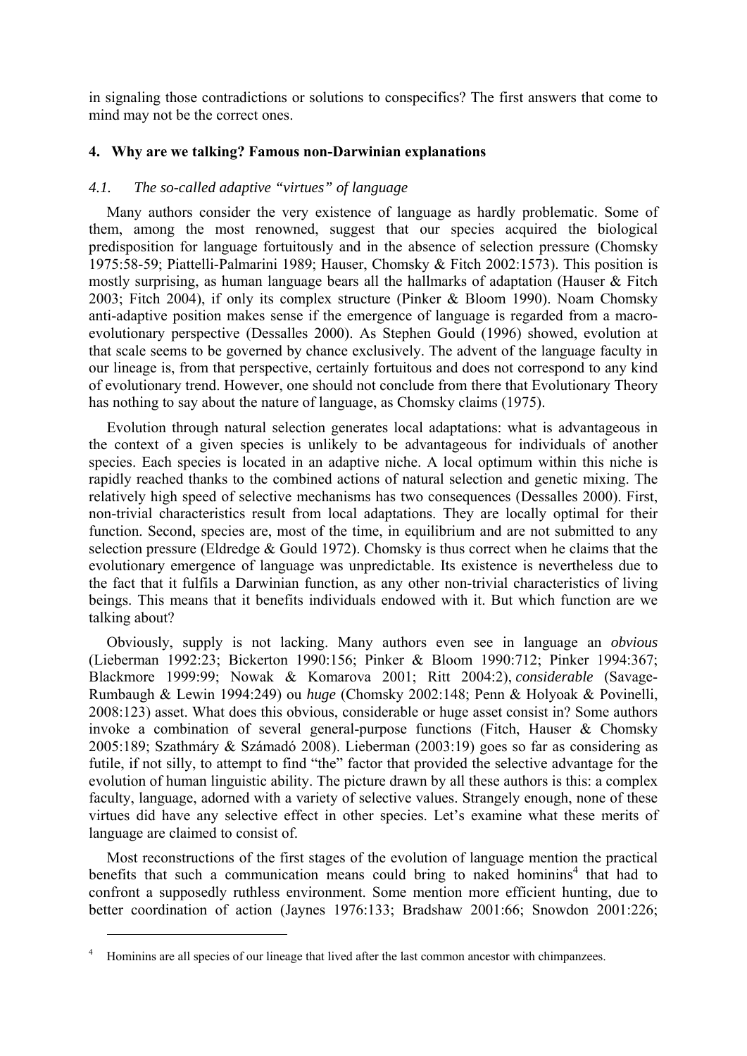in signaling those contradictions or solutions to conspecifics? The first answers that come to mind may not be the correct ones.

## 4. Why are we talking? Famous non-Darwinian explanations

### *4.1. The so-called adaptive "virtues" of language*

Many authors consider the very existence of language as hardly problematic. Some of them, among the most renowned, suggest that our species acquired the biological predisposition for language fortuitously and in the absence of selection pressure (Chomsky 1975:58-59; Piattelli-Palmarini 1989; Hauser, Chomsky & Fitch 2002:1573). This position is mostly surprising, as human language bears all the hallmarks of adaptation (Hauser & Fitch 2003; Fitch 2004), if only its complex structure (Pinker & Bloom 1990). Noam Chomsky anti-adaptive position makes sense if the emergence of language is regarded from a macro-evolutionary perspective (Dessalles 2000). As Stephen Gould (1996) showed, evolution at that scale seems to be governed by chance exclusively. The advent of the language faculty in our lineage is, from that perspective, certainly fortuitous and does not correspond to any kind of evolutionary trend. However, one should not conclude from there that Evolutionary Theory has nothing to say about the nature of language, as Chomsky claims (1975).

Evolution through natural selection generates local adaptations: what is advantageous in the context of a given species is unlikely to be advantageous for individuals of another species. Each species is located in an adaptive niche. A local optimum within this niche is rapidly reached thanks to the combined actions of natural selection and genetic mixing. The relatively high speed of selective mechanisms has two consequences (Dessalles 2000). First, non-trivial characteristics result from local adaptations. They are locally optimal for their function. Second, species are, most of the time, in equilibrium and are not submitted to any selection pressure (Eldredge & Gould 1972). Chomsky is thus correct when he claims that the evolutionary emergence of language was unpredictable. Its existence is nevertheless due to the fact that it fulfils a Darwinian function, as any other non-trivial characteristics of living beings. This means that it benefits individuals endowed with it. But which function are we talking about?

Obviously, supply is not lacking. Many authors even see in language an *obvious* (Lieberman 1992:23; Bickerton 1990:156; Pinker & Bloom 1990:712; Pinker 1994:367; Blackmore 1999:99; Nowak & Komarova 2001; Ritt 2004:2), *considerable* (Savage-Rumbaugh & Lewin 1994:249) ou *huge* (Chomsky 2002:148; Penn & Holyoak & Povinelli, 2008:123) asset. What does this obvious, considerable or huge asset consist in? Some authors invoke a combination of several general-purpose functions (Fitch, Hauser & Chomsky 2005:189; Szathmáry & Számadó 2008). Lieberman (2003:19) goes so far as considering as futile, if not silly, to attempt to find "the" factor that provided the selective advantage for the evolution of human linguistic ability. The picture drawn by all these authors is this: a complex faculty, language, adorned with a variety of selective values. Strangely enough, none of these virtues did have any selective effect in other species. Let's examine what these merits of language are claimed to consist of.

Most reconstructions of the first stages of the evolution of language mention the practical benefits that such a communication means could bring to naked hominins[4] that had to confront a supposedly ruthless environment. Some mention more efficient hunting, due to better coordination of action (Jaynes 1976:133; Bradshaw 2001:66; Snowdon 2001:226;

[4] Hominins are all species of our lineage that lived after the last common ancestor with chimpanzees.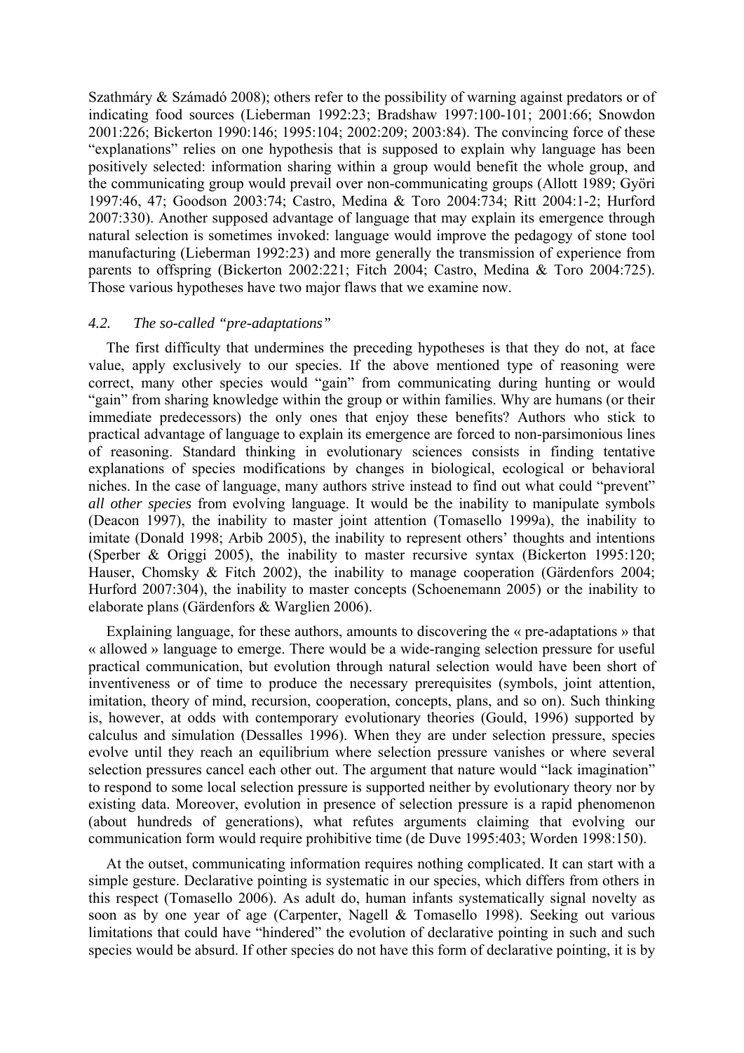Szathmáry & Számadó 2008); others refer to the possibility of warning against predators or of indicating food sources (Lieberman 1992:23; Bradshaw 1997:100-101; 2001:66; Snowdon 2001:226; Bickerton 1990:146; 1995:104; 2002:209; 2003:84). The convincing force of these "explanations" relies on one hypothesis that is supposed to explain why language has been positively selected: information sharing within a group would benefit the whole group, and the communicating group would prevail over non-communicating groups (Allott 1989; Györi 1997:46, 47; Goodson 2003:74; Castro, Medina & Toro 2004:734; Ritt 2004:1-2; Hurford 2007:330). Another supposed advantage of language that may explain its emergence through natural selection is sometimes invoked: language would improve the pedagogy of stone tool manufacturing (Lieberman 1992:23) and more generally the transmission of experience from parents to offspring (Bickerton 2002:221; Fitch 2004; Castro, Medina & Toro 2004:725). Those various hypotheses have two major flaws that we examine now.

### *4.2. The so-called "pre-adaptations"*

The first difficulty that undermines the preceding hypotheses is that they do not, at face value, apply exclusively to our species. If the above mentioned type of reasoning were correct, many other species would "gain" from communicating during hunting or would "gain" from sharing knowledge within the group or within families. Why are humans (or their immediate predecessors) the only ones that enjoy these benefits? Authors who stick to practical advantage of language to explain its emergence are forced to non-parsimonious lines of reasoning. Standard thinking in evolutionary sciences consists in finding tentative explanations of species modifications by changes in biological, ecological or behavioral niches. In the case of language, many authors strive instead to find out what could "prevent" *all other species* from evolving language. It would be the inability to manipulate symbols (Deacon 1997), the inability to master joint attention (Tomasello 1999a), the inability to imitate (Donald 1998; Arbib 2005), the inability to represent others' thoughts and intentions (Sperber & Origgi 2005), the inability to master recursive syntax (Bickerton 1995:120; Hauser, Chomsky & Fitch 2002), the inability to manage cooperation (Gärdenfors 2004; Hurford 2007:304), the inability to master concepts (Schoenemann 2005) or the inability to elaborate plans (Gärdenfors & Warglien 2006).

Explaining language, for these authors, amounts to discovering the « pre-adaptations » that « allowed » language to emerge. There would be a wide-ranging selection pressure for useful practical communication, but evolution through natural selection would have been short of inventiveness or of time to produce the necessary prerequisites (symbols, joint attention, imitation, theory of mind, recursion, cooperation, concepts, plans, and so on). Such thinking is, however, at odds with contemporary evolutionary theories (Gould, 1996) supported by calculus and simulation (Dessalles 1996). When they are under selection pressure, species evolve until they reach an equilibrium where selection pressure vanishes or where several selection pressures cancel each other out. The argument that nature would "lack imagination" to respond to some local selection pressure is supported neither by evolutionary theory nor by existing data. Moreover, evolution in presence of selection pressure is a rapid phenomenon (about hundreds of generations), what refutes arguments claiming that evolving our communication form would require prohibitive time (de Duve 1995:403; Worden 1998:150).

At the outset, communicating information requires nothing complicated. It can start with a simple gesture. Declarative pointing is systematic in our species, which differs from others in this respect (Tomasello 2006). As adult do, human infants systematically signal novelty as soon as by one year of age (Carpenter, Nagell & Tomasello 1998). Seeking out various limitations that could have "hindered" the evolution of declarative pointing in such and such species would be absurd. If other species do not have this form of declarative pointing, it is by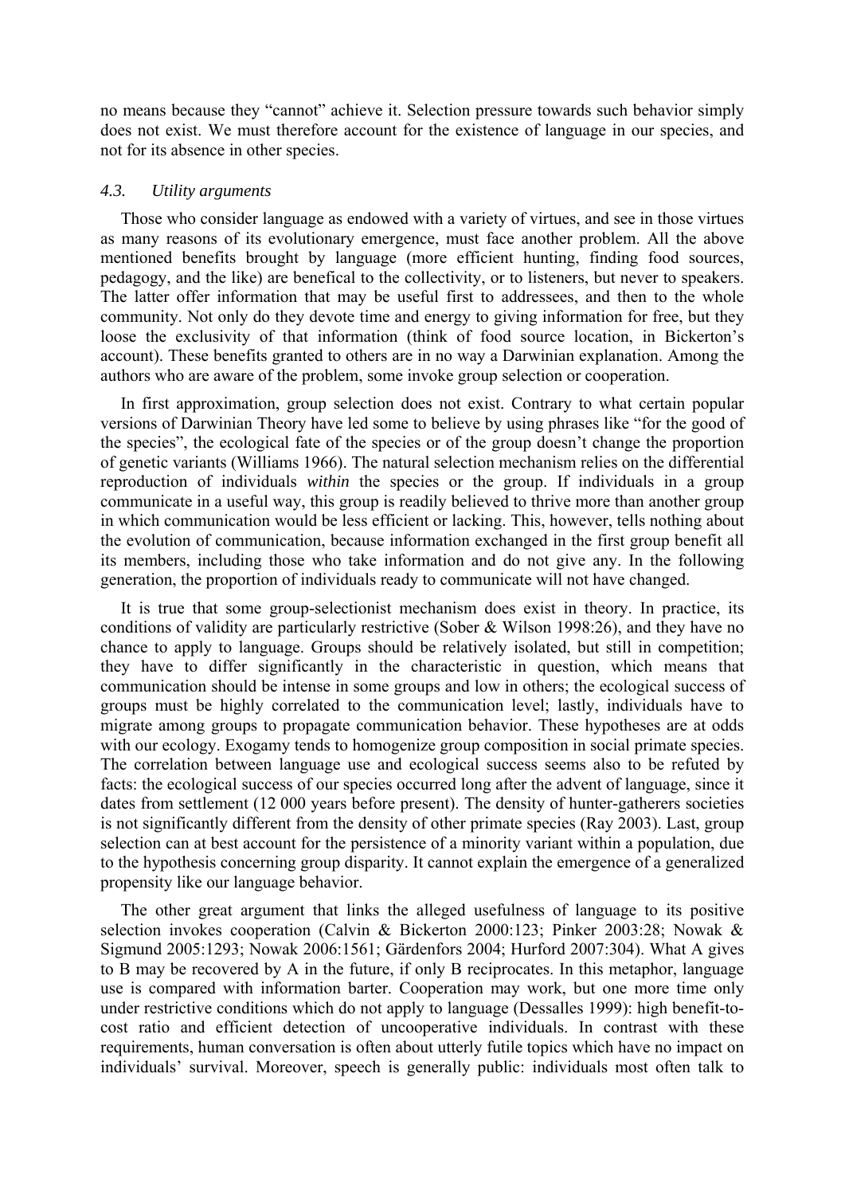no means because they "cannot" achieve it. Selection pressure towards such behavior simply does not exist. We must therefore account for the existence of language in our species, and not for its absence in other species.

### *4.3. Utility arguments*

Those who consider language as endowed with a variety of virtues, and see in those virtues as many reasons of its evolutionary emergence, must face another problem. All the above mentioned benefits brought by language (more efficient hunting, finding food sources, pedagogy, and the like) are benefical to the collectivity, or to listeners, but never to speakers. The latter offer information that may be useful first to addressees, and then to the whole community. Not only do they devote time and energy to giving information for free, but they loose the exclusivity of that information (think of food source location, in Bickerton's account). These benefits granted to others are in no way a Darwinian explanation. Among the authors who are aware of the problem, some invoke group selection or cooperation.

In first approximation, group selection does not exist. Contrary to what certain popular versions of Darwinian Theory have led some to believe by using phrases like "for the good of the species", the ecological fate of the species or of the group doesn't change the proportion of genetic variants (Williams 1966). The natural selection mechanism relies on the differential reproduction of individuals *within* the species or the group. If individuals in a group communicate in a useful way, this group is readily believed to thrive more than another group in which communication would be less efficient or lacking. This, however, tells nothing about the evolution of communication, because information exchanged in the first group benefit all its members, including those who take information and do not give any. In the following generation, the proportion of individuals ready to communicate will not have changed.

It is true that some group-selectionist mechanism does exist in theory. In practice, its conditions of validity are particularly restrictive (Sober & Wilson 1998:26), and they have no chance to apply to language. Groups should be relatively isolated, but still in competition; they have to differ significantly in the characteristic in question, which means that communication should be intense in some groups and low in others; the ecological success of groups must be highly correlated to the communication level; lastly, individuals have to migrate among groups to propagate communication behavior. These hypotheses are at odds with our ecology. Exogamy tends to homogenize group composition in social primate species. The correlation between language use and ecological success seems also to be refuted by facts: the ecological success of our species occurred long after the advent of language, since it dates from settlement (12 000 years before present). The density of hunter-gatherers societies is not significantly different from the density of other primate species (Ray 2003). Last, group selection can at best account for the persistence of a minority variant within a population, due to the hypothesis concerning group disparity. It cannot explain the emergence of a generalized propensity like our language behavior.

The other great argument that links the alleged usefulness of language to its positive selection invokes cooperation (Calvin & Bickerton 2000:123; Pinker 2003:28; Nowak & Sigmund 2005:1293; Nowak 2006:1561; Gärdenfors 2004; Hurford 2007:304). What A gives to B may be recovered by A in the future, if only B reciprocates. In this metaphor, language use is compared with information barter. Cooperation may work, but one more time only under restrictive conditions which do not apply to language (Dessalles 1999): high benefit-to-cost ratio and efficient detection of uncooperative individuals. In contrast with these requirements, human conversation is often about utterly futile topics which have no impact on individuals' survival. Moreover, speech is generally public: individuals most often talk to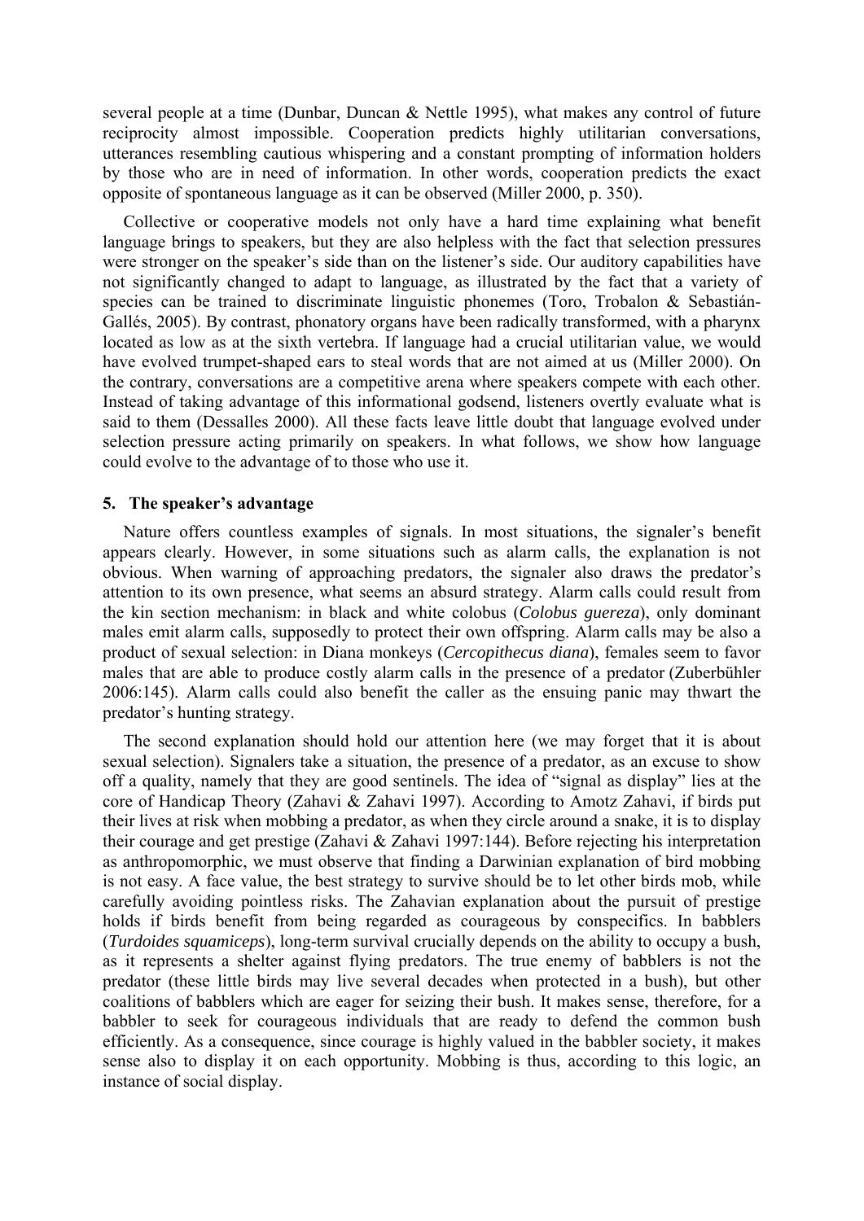several people at a time (Dunbar, Duncan & Nettle 1995), what makes any control of future reciprocity almost impossible. Cooperation predicts highly utilitarian conversations, utterances resembling cautious whispering and a constant prompting of information holders by those who are in need of information. In other words, cooperation predicts the exact opposite of spontaneous language as it can be observed (Miller 2000, p. 350).

Collective or cooperative models not only have a hard time explaining what benefit language brings to speakers, but they are also helpless with the fact that selection pressures were stronger on the speaker's side than on the listener's side. Our auditory capabilities have not significantly changed to adapt to language, as illustrated by the fact that a variety of species can be trained to discriminate linguistic phonemes (Toro, Trobalon & Sebastián-Gallés, 2005). By contrast, phonatory organs have been radically transformed, with a pharynx located as low as at the sixth vertebra. If language had a crucial utilitarian value, we would have evolved trumpet-shaped ears to steal words that are not aimed at us (Miller 2000). On the contrary, conversations are a competitive arena where speakers compete with each other. Instead of taking advantage of this informational godsend, listeners overtly evaluate what is said to them (Dessalles 2000). All these facts leave little doubt that language evolved under selection pressure acting primarily on speakers. In what follows, we show how language could evolve to the advantage of to those who use it.

## 5. The speaker's advantage

Nature offers countless examples of signals. In most situations, the signaler's benefit appears clearly. However, in some situations such as alarm calls, the explanation is not obvious. When warning of approaching predators, the signaler also draws the predator's attention to its own presence, what seems an absurd strategy. Alarm calls could result from the kin section mechanism: in black and white colobus (*Colobus guereza*), only dominant males emit alarm calls, supposedly to protect their own offspring. Alarm calls may be also a product of sexual selection: in Diana monkeys (*Cercopithecus diana*), females seem to favor males that are able to produce costly alarm calls in the presence of a predator (Zuberbühler 2006:145). Alarm calls could also benefit the caller as the ensuing panic may thwart the predator's hunting strategy.

The second explanation should hold our attention here (we may forget that it is about sexual selection). Signalers take a situation, the presence of a predator, as an excuse to show off a quality, namely that they are good sentinels. The idea of "signal as display" lies at the core of Handicap Theory (Zahavi & Zahavi 1997). According to Amotz Zahavi, if birds put their lives at risk when mobbing a predator, as when they circle around a snake, it is to display their courage and get prestige (Zahavi & Zahavi 1997:144). Before rejecting his interpretation as anthropomorphic, we must observe that finding a Darwinian explanation of bird mobbing is not easy. A face value, the best strategy to survive should be to let other birds mob, while carefully avoiding pointless risks. The Zahavian explanation about the pursuit of prestige holds if birds benefit from being regarded as courageous by conspecifics. In babblers (*Turdoides squamiceps*), long-term survival crucially depends on the ability to occupy a bush, as it represents a shelter against flying predators. The true enemy of babblers is not the predator (these little birds may live several decades when protected in a bush), but other coalitions of babblers which are eager for seizing their bush. It makes sense, therefore, for a babbler to seek for courageous individuals that are ready to defend the common bush efficiently. As a consequence, since courage is highly valued in the babbler society, it makes sense also to display it on each opportunity. Mobbing is thus, according to this logic, an instance of social display.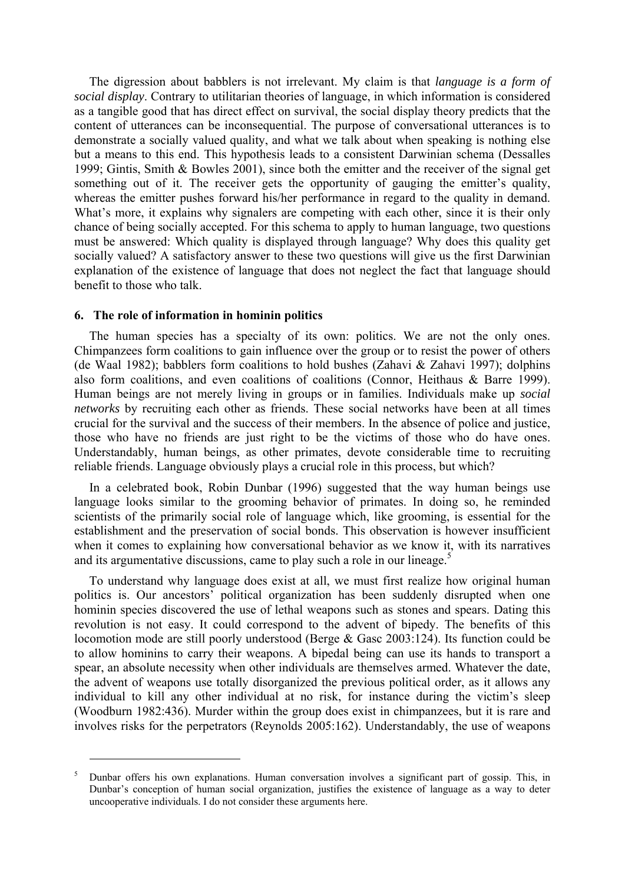The digression about babblers is not irrelevant. My claim is that *language is a form of social display*. Contrary to utilitarian theories of language, in which information is considered as a tangible good that has direct effect on survival, the social display theory predicts that the content of utterances can be inconsequential. The purpose of conversational utterances is to demonstrate a socially valued quality, and what we talk about when speaking is nothing else but a means to this end. This hypothesis leads to a consistent Darwinian schema (Dessalles 1999; Gintis, Smith & Bowles 2001), since both the emitter and the receiver of the signal get something out of it. The receiver gets the opportunity of gauging the emitter's quality, whereas the emitter pushes forward his/her performance in regard to the quality in demand. What's more, it explains why signalers are competing with each other, since it is their only chance of being socially accepted. For this schema to apply to human language, two questions must be answered: Which quality is displayed through language? Why does this quality get socially valued? A satisfactory answer to these two questions will give us the first Darwinian explanation of the existence of language that does not neglect the fact that language should benefit to those who talk.

## 6. The role of information in hominin politics

The human species has a specialty of its own: politics. We are not the only ones. Chimpanzees form coalitions to gain influence over the group or to resist the power of others (de Waal 1982); babblers form coalitions to hold bushes (Zahavi & Zahavi 1997); dolphins also form coalitions, and even coalitions of coalitions (Connor, Heithaus & Barre 1999). Human beings are not merely living in groups or in families. Individuals make up *social networks* by recruiting each other as friends. These social networks have been at all times crucial for the survival and the success of their members. In the absence of police and justice, those who have no friends are just right to be the victims of those who do have ones. Understandably, human beings, as other primates, devote considerable time to recruiting reliable friends. Language obviously plays a crucial role in this process, but which?

In a celebrated book, Robin Dunbar (1996) suggested that the way human beings use language looks similar to the grooming behavior of primates. In doing so, he reminded scientists of the primarily social role of language which, like grooming, is essential for the establishment and the preservation of social bonds. This observation is however insufficient when it comes to explaining how conversational behavior as we know it, with its narratives and its argumentative discussions, came to play such a role in our lineage.[5]

To understand why language does exist at all, we must first realize how original human politics is. Our ancestors' political organization has been suddenly disrupted when one hominin species discovered the use of lethal weapons such as stones and spears. Dating this revolution is not easy. It could correspond to the advent of bipedy. The benefits of this locomotion mode are still poorly understood (Berge & Gasc 2003:124). Its function could be to allow hominins to carry their weapons. A bipedal being can use its hands to transport a spear, an absolute necessity when other individuals are themselves armed. Whatever the date, the advent of weapons use totally disorganized the previous political order, as it allows any individual to kill any other individual at no risk, for instance during the victim's sleep (Woodburn 1982:436). Murder within the group does exist in chimpanzees, but it is rare and involves risks for the perpetrators (Reynolds 2005:162). Understandably, the use of weapons

---

[5] Dunbar offers his own explanations. Human conversation involves a significant part of gossip. This, in Dunbar's conception of human social organization, justifies the existence of language as a way to deter uncooperative individuals. I do not consider these arguments here.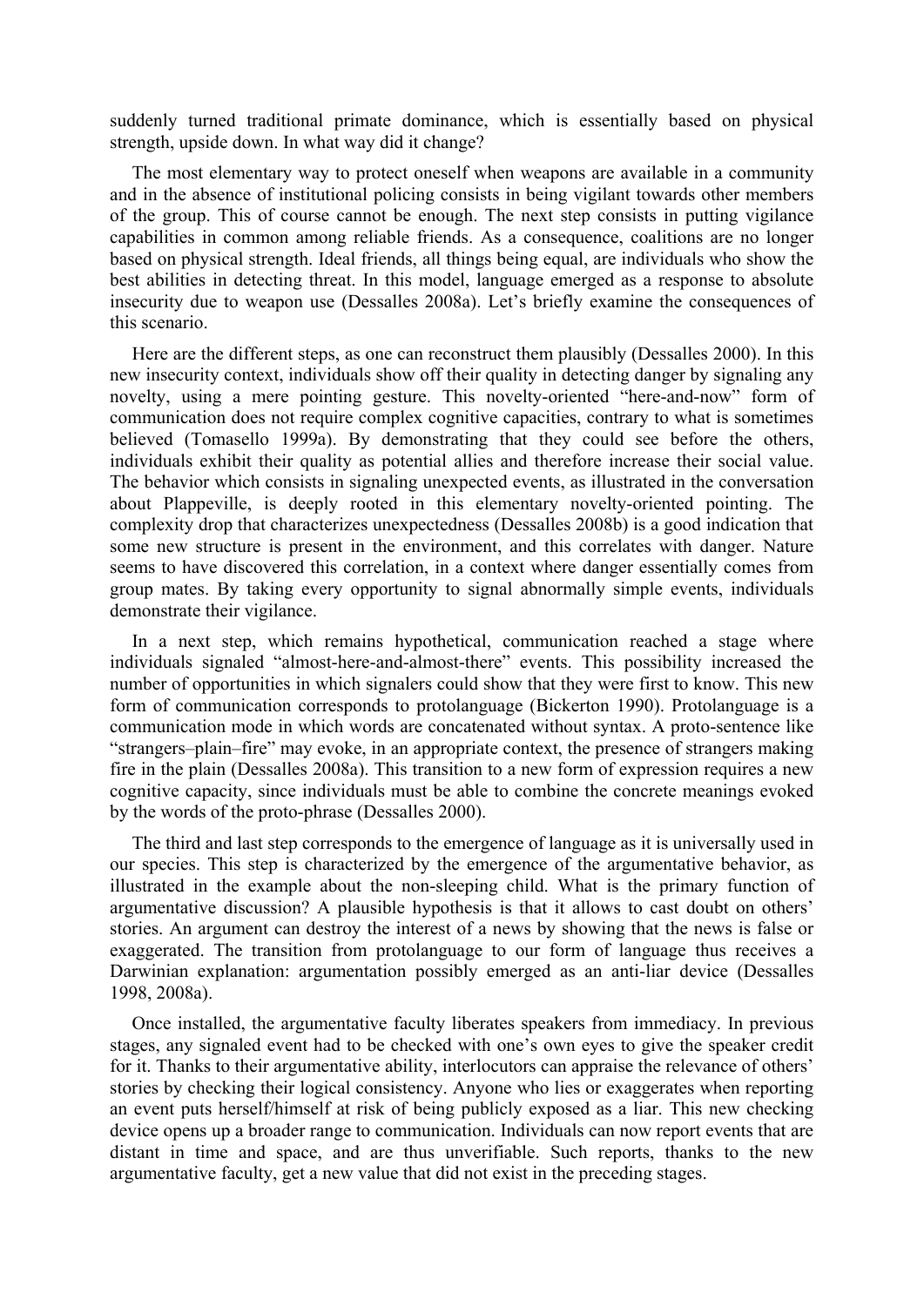suddenly turned traditional primate dominance, which is essentially based on physical strength, upside down. In what way did it change?

The most elementary way to protect oneself when weapons are available in a community and in the absence of institutional policing consists in being vigilant towards other members of the group. This of course cannot be enough. The next step consists in putting vigilance capabilities in common among reliable friends. As a consequence, coalitions are no longer based on physical strength. Ideal friends, all things being equal, are individuals who show the best abilities in detecting threat. In this model, language emerged as a response to absolute insecurity due to weapon use (Dessalles 2008a). Let's briefly examine the consequences of this scenario.

Here are the different steps, as one can reconstruct them plausibly (Dessalles 2000). In this new insecurity context, individuals show off their quality in detecting danger by signaling any novelty, using a mere pointing gesture. This novelty-oriented "here-and-now" form of communication does not require complex cognitive capacities, contrary to what is sometimes believed (Tomasello 1999a). By demonstrating that they could see before the others, individuals exhibit their quality as potential allies and therefore increase their social value. The behavior which consists in signaling unexpected events, as illustrated in the conversation about Plappeville, is deeply rooted in this elementary novelty-oriented pointing. The complexity drop that characterizes unexpectedness (Dessalles 2008b) is a good indication that some new structure is present in the environment, and this correlates with danger. Nature seems to have discovered this correlation, in a context where danger essentially comes from group mates. By taking every opportunity to signal abnormally simple events, individuals demonstrate their vigilance.

In a next step, which remains hypothetical, communication reached a stage where individuals signaled "almost-here-and-almost-there" events. This possibility increased the number of opportunities in which signalers could show that they were first to know. This new form of communication corresponds to protolanguage (Bickerton 1990). Protolanguage is a communication mode in which words are concatenated without syntax. A proto-sentence like "strangers–plain–fire" may evoke, in an appropriate context, the presence of strangers making fire in the plain (Dessalles 2008a). This transition to a new form of expression requires a new cognitive capacity, since individuals must be able to combine the concrete meanings evoked by the words of the proto-phrase (Dessalles 2000).

The third and last step corresponds to the emergence of language as it is universally used in our species. This step is characterized by the emergence of the argumentative behavior, as illustrated in the example about the non-sleeping child. What is the primary function of argumentative discussion? A plausible hypothesis is that it allows to cast doubt on others' stories. An argument can destroy the interest of a news by showing that the news is false or exaggerated. The transition from protolanguage to our form of language thus receives a Darwinian explanation: argumentation possibly emerged as an anti-liar device (Dessalles 1998, 2008a).

Once installed, the argumentative faculty liberates speakers from immediacy. In previous stages, any signaled event had to be checked with one's own eyes to give the speaker credit for it. Thanks to their argumentative ability, interlocutors can appraise the relevance of others' stories by checking their logical consistency. Anyone who lies or exaggerates when reporting an event puts herself/himself at risk of being publicly exposed as a liar. This new checking device opens up a broader range to communication. Individuals can now report events that are distant in time and space, and are thus unverifiable. Such reports, thanks to the new argumentative faculty, get a new value that did not exist in the preceding stages.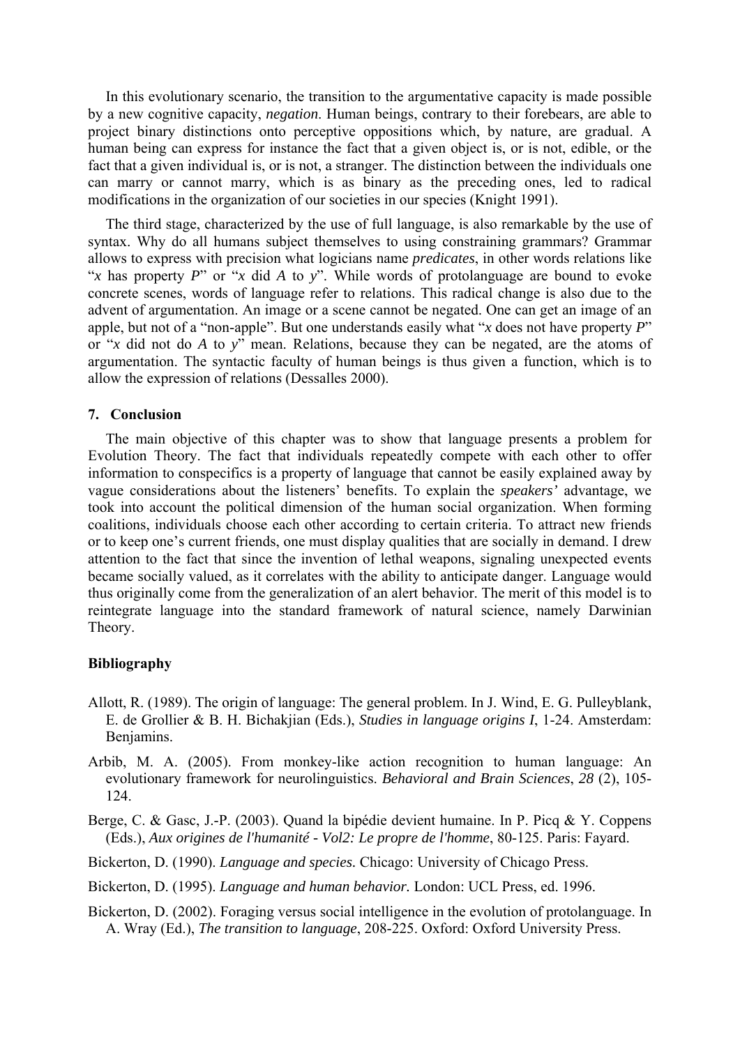In this evolutionary scenario, the transition to the argumentative capacity is made possible by a new cognitive capacity, *negation*. Human beings, contrary to their forebears, are able to project binary distinctions onto perceptive oppositions which, by nature, are gradual. A human being can express for instance the fact that a given object is, or is not, edible, or the fact that a given individual is, or is not, a stranger. The distinction between the individuals one can marry or cannot marry, which is as binary as the preceding ones, led to radical modifications in the organization of our societies in our species (Knight 1991).

The third stage, characterized by the use of full language, is also remarkable by the use of syntax. Why do all humans subject themselves to using constraining grammars? Grammar allows to express with precision what logicians name *predicates*, in other words relations like "*x* has property *P*" or "*x* did *A* to *y*". While words of protolanguage are bound to evoke concrete scenes, words of language refer to relations. This radical change is also due to the advent of argumentation. An image or a scene cannot be negated. One can get an image of an apple, but not of a "non-apple". But one understands easily what "*x* does not have property *P*" or "*x* did not do *A* to *y*" mean. Relations, because they can be negated, are the atoms of argumentation. The syntactic faculty of human beings is thus given a function, which is to allow the expression of relations (Dessalles 2000).

## 7. Conclusion

The main objective of this chapter was to show that language presents a problem for Evolution Theory. The fact that individuals repeatedly compete with each other to offer information to conspecifics is a property of language that cannot be easily explained away by vague considerations about the listeners' benefits. To explain the *speakers'* advantage, we took into account the political dimension of the human social organization. When forming coalitions, individuals choose each other according to certain criteria. To attract new friends or to keep one's current friends, one must display qualities that are socially in demand. I drew attention to the fact that since the invention of lethal weapons, signaling unexpected events became socially valued, as it correlates with the ability to anticipate danger. Language would thus originally come from the generalization of an alert behavior. The merit of this model is to reintegrate language into the standard framework of natural science, namely Darwinian Theory.

## Bibliography

Allott, R. (1989). The origin of language: The general problem. In J. Wind, E. G. Pulleyblank, E. de Grollier & B. H. Bichakjian (Eds.), *Studies in language origins I*, 1-24. Amsterdam: Benjamins.

Arbib, M. A. (2005). From monkey-like action recognition to human language: An evolutionary framework for neurolinguistics. *Behavioral and Brain Sciences*, *28* (2), 105-124.

Berge, C. & Gasc, J.-P. (2003). Quand la bipédie devient humaine. In P. Picq & Y. Coppens (Eds.), *Aux origines de l'humanité - Vol2: Le propre de l'homme*, 80-125. Paris: Fayard.

Bickerton, D. (1990). *Language and species.* Chicago: University of Chicago Press.

Bickerton, D. (1995). *Language and human behavior.* London: UCL Press, ed. 1996.

Bickerton, D. (2002). Foraging versus social intelligence in the evolution of protolanguage. In A. Wray (Ed.), *The transition to language*, 208-225. Oxford: Oxford University Press.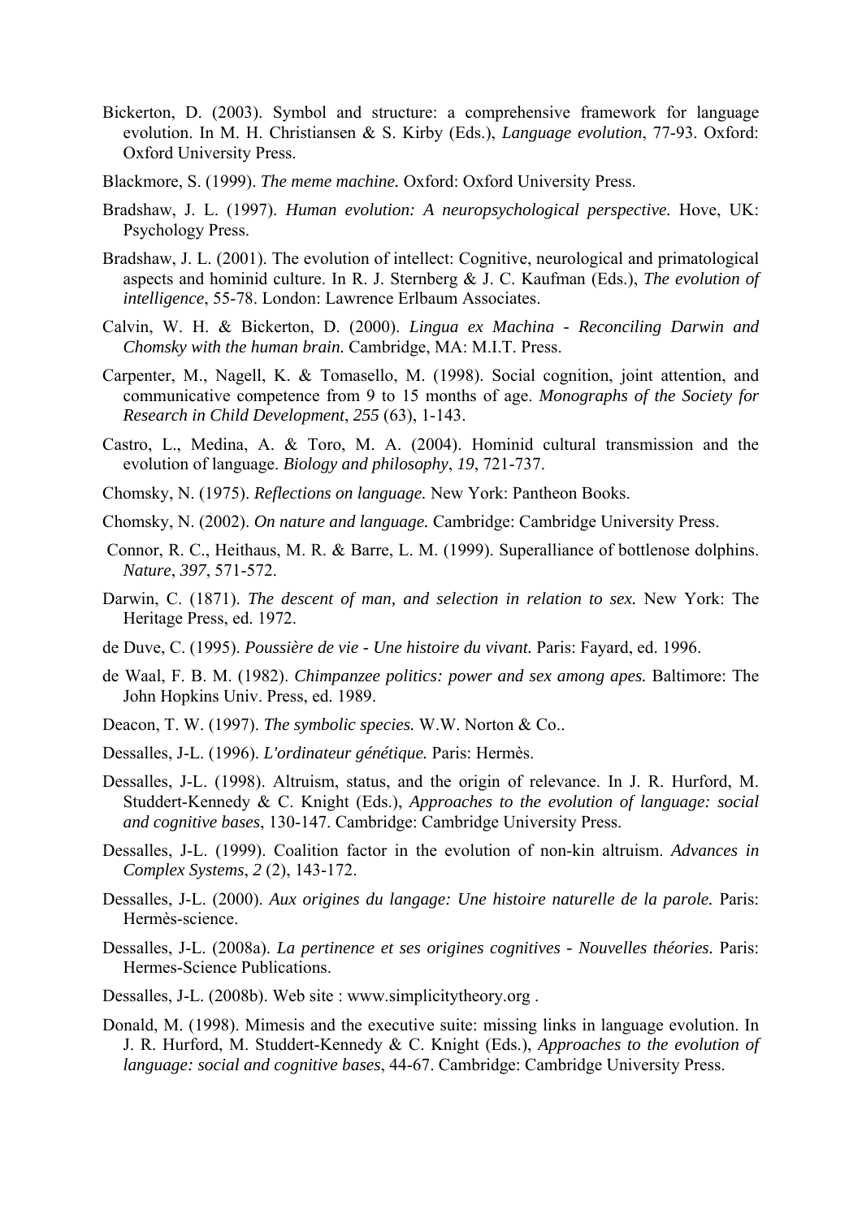Bickerton, D. (2003). Symbol and structure: a comprehensive framework for language evolution. In M. H. Christiansen & S. Kirby (Eds.), *Language evolution*, 77-93. Oxford: Oxford University Press.

Blackmore, S. (1999). *The meme machine.* Oxford: Oxford University Press.

Bradshaw, J. L. (1997). *Human evolution: A neuropsychological perspective.* Hove, UK: Psychology Press.

Bradshaw, J. L. (2001). The evolution of intellect: Cognitive, neurological and primatological aspects and hominid culture. In R. J. Sternberg & J. C. Kaufman (Eds.), *The evolution of intelligence*, 55-78. London: Lawrence Erlbaum Associates.

Calvin, W. H. & Bickerton, D. (2000). *Lingua ex Machina - Reconciling Darwin and Chomsky with the human brain.* Cambridge, MA: M.I.T. Press.

Carpenter, M., Nagell, K. & Tomasello, M. (1998). Social cognition, joint attention, and communicative competence from 9 to 15 months of age. *Monographs of the Society for Research in Child Development*, *255* (63), 1-143.

Castro, L., Medina, A. & Toro, M. A. (2004). Hominid cultural transmission and the evolution of language. *Biology and philosophy*, *19*, 721-737.

Chomsky, N. (1975). *Reflections on language.* New York: Pantheon Books.

Chomsky, N. (2002). *On nature and language.* Cambridge: Cambridge University Press.

Connor, R. C., Heithaus, M. R. & Barre, L. M. (1999). Superalliance of bottlenose dolphins. *Nature*, *397*, 571-572.

Darwin, C. (1871). *The descent of man, and selection in relation to sex.* New York: The Heritage Press, ed. 1972.

de Duve, C. (1995). *Poussière de vie - Une histoire du vivant.* Paris: Fayard, ed. 1996.

de Waal, F. B. M. (1982). *Chimpanzee politics: power and sex among apes.* Baltimore: The John Hopkins Univ. Press, ed. 1989.

Deacon, T. W. (1997). *The symbolic species.* W.W. Norton & Co..

Dessalles, J-L. (1996). *L'ordinateur génétique.* Paris: Hermès.

Dessalles, J-L. (1998). Altruism, status, and the origin of relevance. In J. R. Hurford, M. Studdert-Kennedy & C. Knight (Eds.), *Approaches to the evolution of language: social and cognitive bases*, 130-147. Cambridge: Cambridge University Press.

Dessalles, J-L. (1999). Coalition factor in the evolution of non-kin altruism. *Advances in Complex Systems*, *2* (2), 143-172.

Dessalles, J-L. (2000). *Aux origines du langage: Une histoire naturelle de la parole.* Paris: Hermès-science.

Dessalles, J-L. (2008a). *La pertinence et ses origines cognitives - Nouvelles théories.* Paris: Hermes-Science Publications.

Dessalles, J-L. (2008b). Web site : www.simplicitytheory.org .

Donald, M. (1998). Mimesis and the executive suite: missing links in language evolution. In J. R. Hurford, M. Studdert-Kennedy & C. Knight (Eds.), *Approaches to the evolution of language: social and cognitive bases*, 44-67. Cambridge: Cambridge University Press.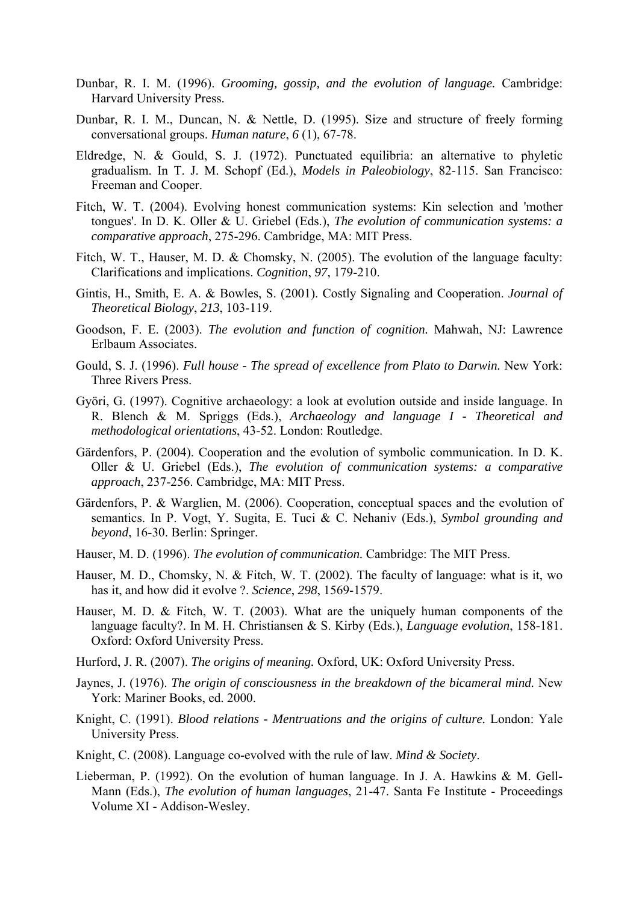Dunbar, R. I. M. (1996). *Grooming, gossip, and the evolution of language.* Cambridge: Harvard University Press.

Dunbar, R. I. M., Duncan, N. & Nettle, D. (1995). Size and structure of freely forming conversational groups. *Human nature*, *6* (1), 67-78.

Eldredge, N. & Gould, S. J. (1972). Punctuated equilibria: an alternative to phyletic gradualism. In T. J. M. Schopf (Ed.), *Models in Paleobiology*, 82-115. San Francisco: Freeman and Cooper.

Fitch, W. T. (2004). Evolving honest communication systems: Kin selection and 'mother tongues'. In D. K. Oller & U. Griebel (Eds.), *The evolution of communication systems: a comparative approach*, 275-296. Cambridge, MA: MIT Press.

Fitch, W. T., Hauser, M. D. & Chomsky, N. (2005). The evolution of the language faculty: Clarifications and implications. *Cognition*, *97*, 179-210.

Gintis, H., Smith, E. A. & Bowles, S. (2001). Costly Signaling and Cooperation. *Journal of Theoretical Biology*, *213*, 103-119.

Goodson, F. E. (2003). *The evolution and function of cognition.* Mahwah, NJ: Lawrence Erlbaum Associates.

Gould, S. J. (1996). *Full house - The spread of excellence from Plato to Darwin.* New York: Three Rivers Press.

Györi, G. (1997). Cognitive archaeology: a look at evolution outside and inside language. In R. Blench & M. Spriggs (Eds.), *Archaeology and language I - Theoretical and methodological orientations*, 43-52. London: Routledge.

Gärdenfors, P. (2004). Cooperation and the evolution of symbolic communication. In D. K. Oller & U. Griebel (Eds.), *The evolution of communication systems: a comparative approach*, 237-256. Cambridge, MA: MIT Press.

Gärdenfors, P. & Warglien, M. (2006). Cooperation, conceptual spaces and the evolution of semantics. In P. Vogt, Y. Sugita, E. Tuci & C. Nehaniv (Eds.), *Symbol grounding and beyond*, 16-30. Berlin: Springer.

Hauser, M. D. (1996). *The evolution of communication.* Cambridge: The MIT Press.

Hauser, M. D., Chomsky, N. & Fitch, W. T. (2002). The faculty of language: what is it, wo has it, and how did it evolve ?. *Science*, *298*, 1569-1579.

Hauser, M. D. & Fitch, W. T. (2003). What are the uniquely human components of the language faculty?. In M. H. Christiansen & S. Kirby (Eds.), *Language evolution*, 158-181. Oxford: Oxford University Press.

Hurford, J. R. (2007). *The origins of meaning.* Oxford, UK: Oxford University Press.

Jaynes, J. (1976). *The origin of consciousness in the breakdown of the bicameral mind.* New York: Mariner Books, ed. 2000.

Knight, C. (1991). *Blood relations - Mentruations and the origins of culture.* London: Yale University Press.

Knight, C. (2008). Language co-evolved with the rule of law. *Mind & Society*.

Lieberman, P. (1992). On the evolution of human language. In J. A. Hawkins & M. Gell-Mann (Eds.), *The evolution of human languages*, 21-47. Santa Fe Institute - Proceedings Volume XI - Addison-Wesley.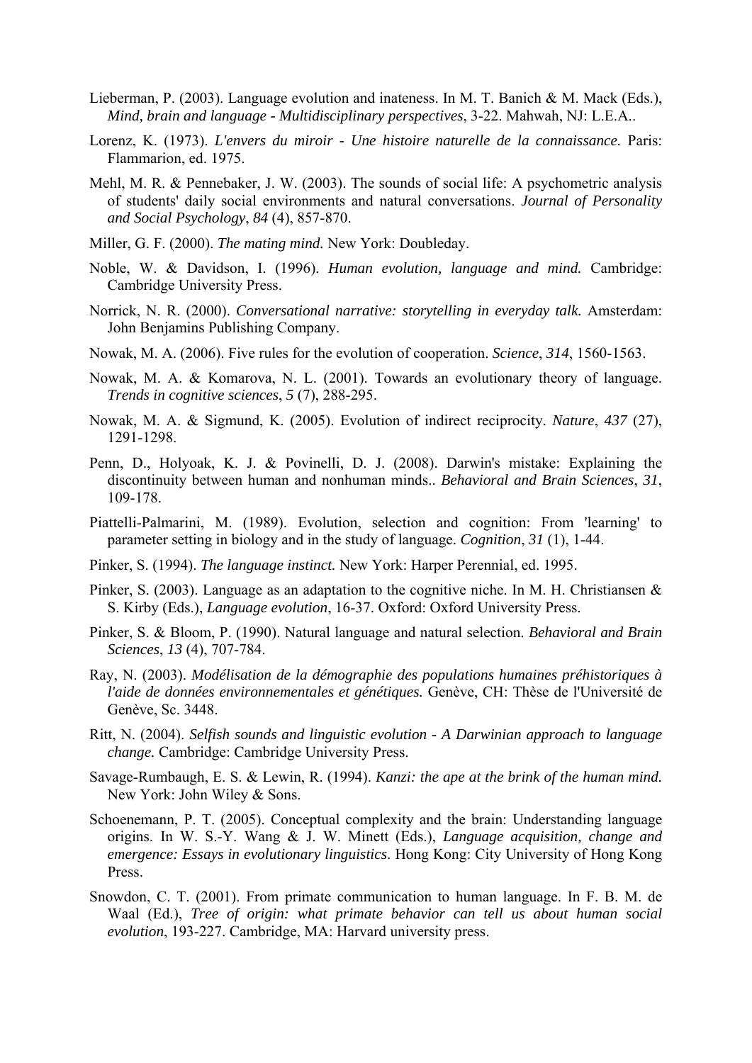Lieberman, P. (2003). Language evolution and inateness. In M. T. Banich & M. Mack (Eds.), *Mind, brain and language - Multidisciplinary perspectives*, 3-22. Mahwah, NJ: L.E.A..

Lorenz, K. (1973). *L'envers du miroir - Une histoire naturelle de la connaissance.* Paris: Flammarion, ed. 1975.

Mehl, M. R. & Pennebaker, J. W. (2003). The sounds of social life: A psychometric analysis of students' daily social environments and natural conversations. *Journal of Personality and Social Psychology*, *84* (4), 857-870.

Miller, G. F. (2000). *The mating mind.* New York: Doubleday.

Noble, W. & Davidson, I. (1996). *Human evolution, language and mind.* Cambridge: Cambridge University Press.

Norrick, N. R. (2000). *Conversational narrative: storytelling in everyday talk.* Amsterdam: John Benjamins Publishing Company.

Nowak, M. A. (2006). Five rules for the evolution of cooperation. *Science*, *314*, 1560-1563.

Nowak, M. A. & Komarova, N. L. (2001). Towards an evolutionary theory of language. *Trends in cognitive sciences*, *5* (7), 288-295.

Nowak, M. A. & Sigmund, K. (2005). Evolution of indirect reciprocity. *Nature*, *437* (27), 1291-1298.

Penn, D., Holyoak, K. J. & Povinelli, D. J. (2008). Darwin's mistake: Explaining the discontinuity between human and nonhuman minds.. *Behavioral and Brain Sciences*, *31*, 109-178.

Piattelli-Palmarini, M. (1989). Evolution, selection and cognition: From 'learning' to parameter setting in biology and in the study of language. *Cognition*, *31* (1), 1-44.

Pinker, S. (1994). *The language instinct.* New York: Harper Perennial, ed. 1995.

Pinker, S. (2003). Language as an adaptation to the cognitive niche. In M. H. Christiansen & S. Kirby (Eds.), *Language evolution*, 16-37. Oxford: Oxford University Press.

Pinker, S. & Bloom, P. (1990). Natural language and natural selection. *Behavioral and Brain Sciences*, *13* (4), 707-784.

Ray, N. (2003). *Modélisation de la démographie des populations humaines préhistoriques à l'aide de données environnementales et génétiques.* Genève, CH: Thèse de l'Université de Genève, Sc. 3448.

Ritt, N. (2004). *Selfish sounds and linguistic evolution - A Darwinian approach to language change.* Cambridge: Cambridge University Press.

Savage-Rumbaugh, E. S. & Lewin, R. (1994). *Kanzi: the ape at the brink of the human mind.* New York: John Wiley & Sons.

Schoenemann, P. T. (2005). Conceptual complexity and the brain: Understanding language origins. In W. S.-Y. Wang & J. W. Minett (Eds.), *Language acquisition, change and emergence: Essays in evolutionary linguistics*. Hong Kong: City University of Hong Kong Press.

Snowdon, C. T. (2001). From primate communication to human language. In F. B. M. de Waal (Ed.), *Tree of origin: what primate behavior can tell us about human social evolution*, 193-227. Cambridge, MA: Harvard university press.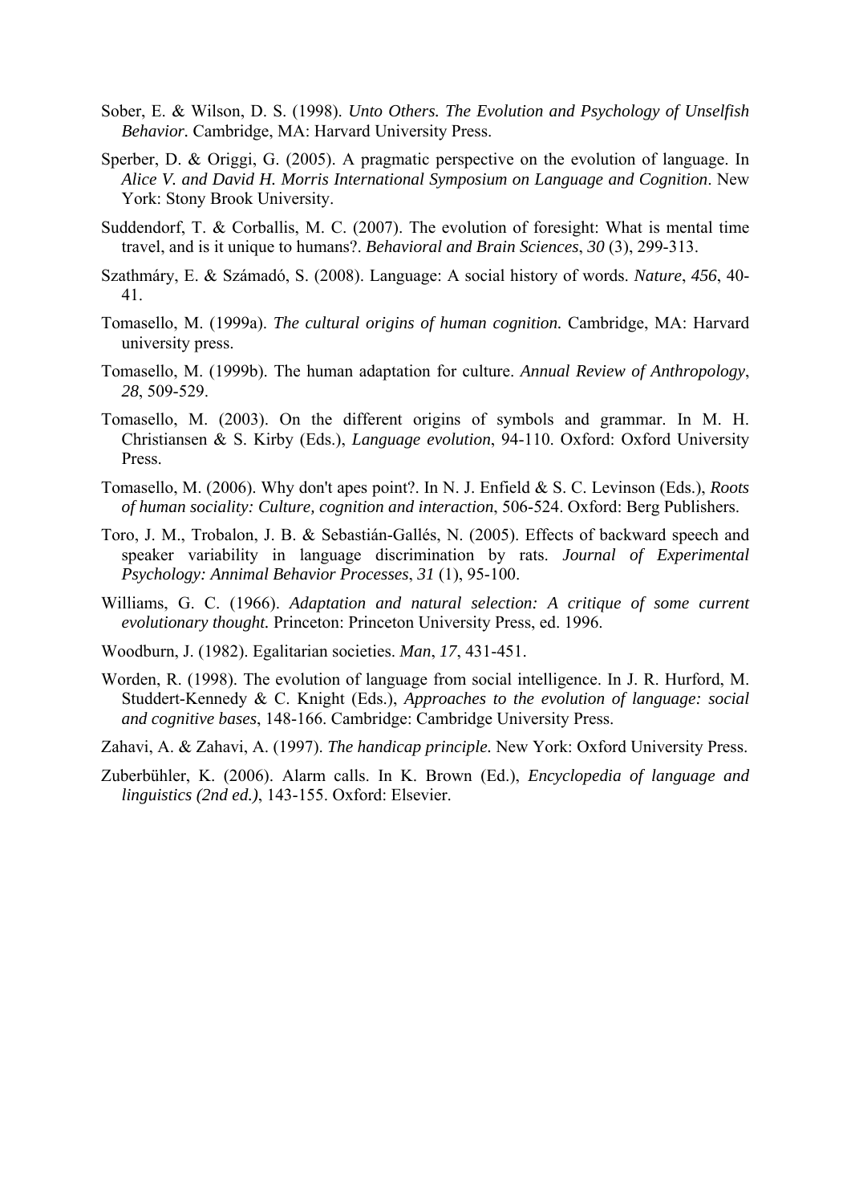Sober, E. & Wilson, D. S. (1998). *Unto Others. The Evolution and Psychology of Unselfish Behavior.* Cambridge, MA: Harvard University Press.

Sperber, D. & Origgi, G. (2005). A pragmatic perspective on the evolution of language. In *Alice V. and David H. Morris International Symposium on Language and Cognition*. New York: Stony Brook University.

Suddendorf, T. & Corballis, M. C. (2007). The evolution of foresight: What is mental time travel, and is it unique to humans?. *Behavioral and Brain Sciences*, *30* (3), 299-313.

Szathmáry, E. & Számadó, S. (2008). Language: A social history of words. *Nature*, *456*, 40-41.

Tomasello, M. (1999a). *The cultural origins of human cognition.* Cambridge, MA: Harvard university press.

Tomasello, M. (1999b). The human adaptation for culture. *Annual Review of Anthropology*, *28*, 509-529.

Tomasello, M. (2003). On the different origins of symbols and grammar. In M. H. Christiansen & S. Kirby (Eds.), *Language evolution*, 94-110. Oxford: Oxford University Press.

Tomasello, M. (2006). Why don't apes point?. In N. J. Enfield & S. C. Levinson (Eds.), *Roots of human sociality: Culture, cognition and interaction*, 506-524. Oxford: Berg Publishers.

Toro, J. M., Trobalon, J. B. & Sebastián-Gallés, N. (2005). Effects of backward speech and speaker variability in language discrimination by rats. *Journal of Experimental Psychology: Annimal Behavior Processes*, *31* (1), 95-100.

Williams, G. C. (1966). *Adaptation and natural selection: A critique of some current evolutionary thought.* Princeton: Princeton University Press, ed. 1996.

Woodburn, J. (1982). Egalitarian societies. *Man*, *17*, 431-451.

Worden, R. (1998). The evolution of language from social intelligence. In J. R. Hurford, M. Studdert-Kennedy & C. Knight (Eds.), *Approaches to the evolution of language: social and cognitive bases*, 148-166. Cambridge: Cambridge University Press.

Zahavi, A. & Zahavi, A. (1997). *The handicap principle.* New York: Oxford University Press.

Zuberbühler, K. (2006). Alarm calls. In K. Brown (Ed.), *Encyclopedia of language and linguistics (2nd ed.)*, 143-155. Oxford: Elsevier.